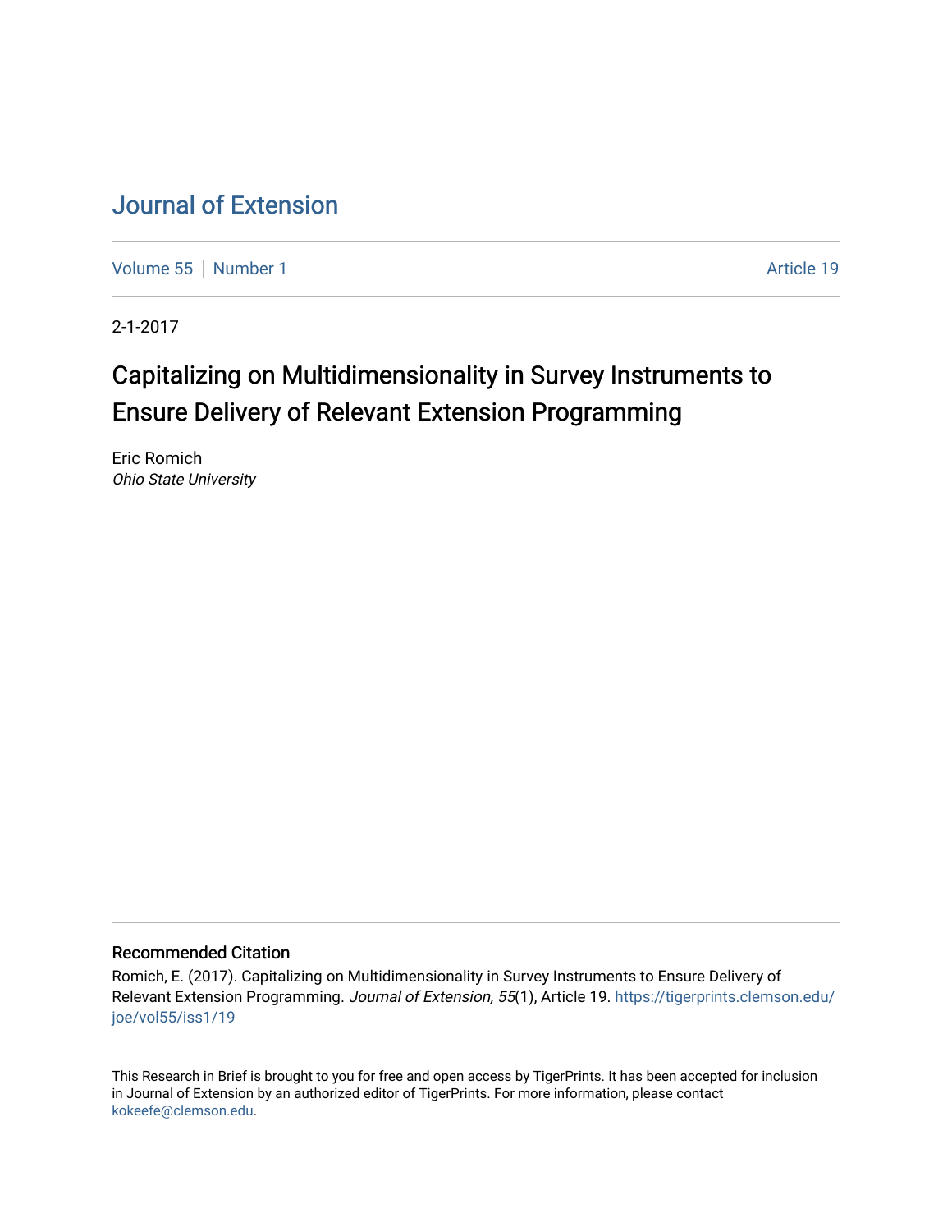# Journal of Extension

Volume 55 | Number 1 | Article 19

2-1-2017

## Capitalizing on Multidimensionality in Survey Instruments to Ensure Delivery of Relevant Extension Programming

Eric Romich
*Ohio State University*

### Recommended Citation

Romich, E. (2017). Capitalizing on Multidimensionality in Survey Instruments to Ensure Delivery of Relevant Extension Programming. *Journal of Extension, 55*(1), Article 19. https://tigerprints.clemson.edu/joe/vol55/iss1/19

This Research in Brief is brought to you for free and open access by TigerPrints. It has been accepted for inclusion in Journal of Extension by an authorized editor of TigerPrints. For more information, please contact kokeefe@clemson.edu.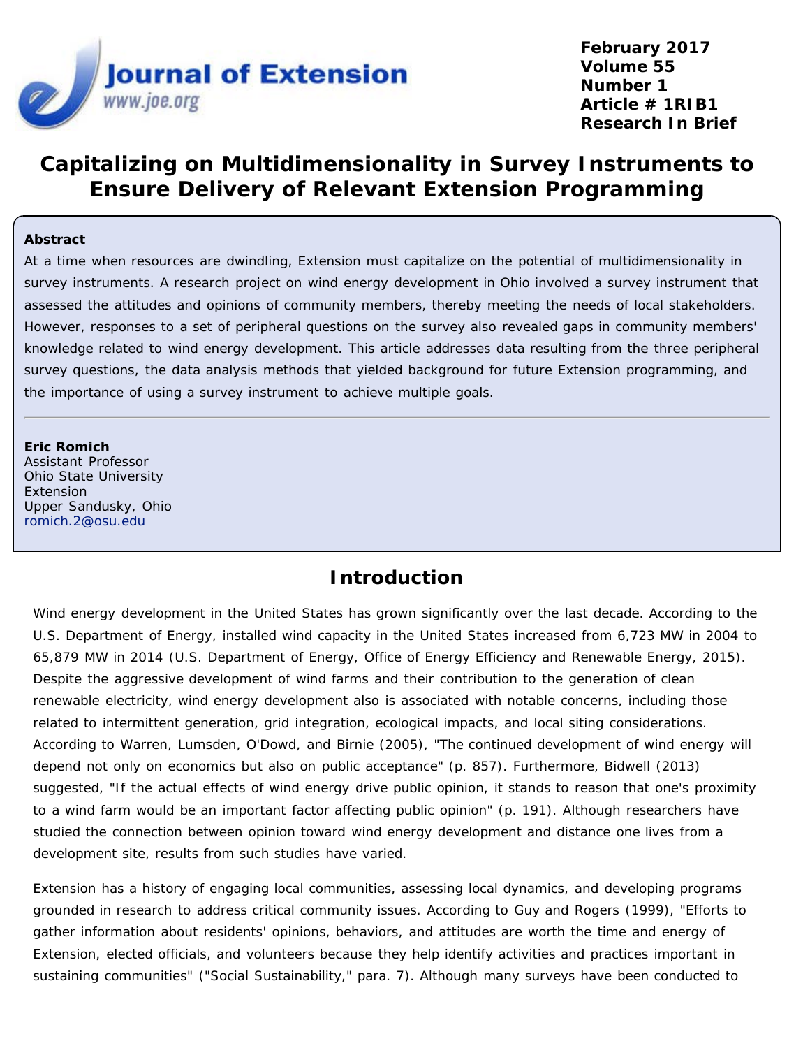# Capitalizing on Multidimensionality in Survey Instruments to Ensure Delivery of Relevant Extension Programming

**Abstract**

At a time when resources are dwindling, Extension must capitalize on the potential of multidimensionality in survey instruments. A research project on wind energy development in Ohio involved a survey instrument that assessed the attitudes and opinions of community members, thereby meeting the needs of local stakeholders. However, responses to a set of peripheral questions on the survey also revealed gaps in community members' knowledge related to wind energy development. This article addresses data resulting from the three peripheral survey questions, the data analysis methods that yielded background for future Extension programming, and the importance of using a survey instrument to achieve multiple goals.

---

**Eric Romich**
Assistant Professor
Ohio State University Extension
Upper Sandusky, Ohio
romich.2@osu.edu

## Introduction

Wind energy development in the United States has grown significantly over the last decade. According to the U.S. Department of Energy, installed wind capacity in the United States increased from 6,723 MW in 2004 to 65,879 MW in 2014 (U.S. Department of Energy, Office of Energy Efficiency and Renewable Energy, 2015). Despite the aggressive development of wind farms and their contribution to the generation of clean renewable electricity, wind energy development also is associated with notable concerns, including those related to intermittent generation, grid integration, ecological impacts, and local siting considerations. According to Warren, Lumsden, O'Dowd, and Birnie (2005), "The continued development of wind energy will depend not only on economics but also on public acceptance" (p. 857). Furthermore, Bidwell (2013) suggested, "If the actual effects of wind energy drive public opinion, it stands to reason that one's proximity to a wind farm would be an important factor affecting public opinion" (p. 191). Although researchers have studied the connection between opinion toward wind energy development and distance one lives from a development site, results from such studies have varied.

Extension has a history of engaging local communities, assessing local dynamics, and developing programs grounded in research to address critical community issues. According to Guy and Rogers (1999), "Efforts to gather information about residents' opinions, behaviors, and attitudes are worth the time and energy of Extension, elected officials, and volunteers because they help identify activities and practices important in sustaining communities" ("Social Sustainability," para. 7). Although many surveys have been conducted to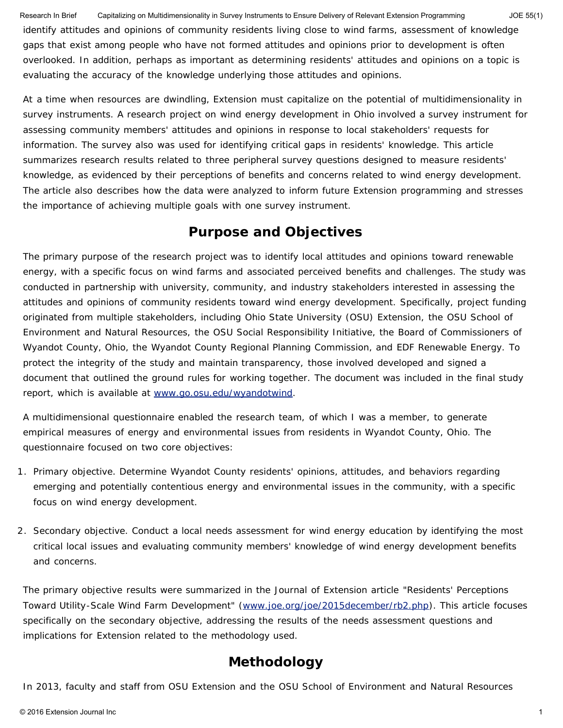identify attitudes and opinions of community residents living close to wind farms, assessment of knowledge gaps that exist among people who have not formed attitudes and opinions prior to development is often overlooked. In addition, perhaps as important as determining residents' attitudes and opinions on a topic is evaluating the accuracy of the knowledge underlying those attitudes and opinions.

At a time when resources are dwindling, Extension must capitalize on the potential of multidimensionality in survey instruments. A research project on wind energy development in Ohio involved a survey instrument for assessing community members' attitudes and opinions in response to local stakeholders' requests for information. The survey also was used for identifying critical gaps in residents' knowledge. This article summarizes research results related to three peripheral survey questions designed to measure residents' knowledge, as evidenced by their perceptions of benefits and concerns related to wind energy development. The article also describes how the data were analyzed to inform future Extension programming and stresses the importance of achieving multiple goals with one survey instrument.

## Purpose and Objectives

The primary purpose of the research project was to identify local attitudes and opinions toward renewable energy, with a specific focus on wind farms and associated perceived benefits and challenges. The study was conducted in partnership with university, community, and industry stakeholders interested in assessing the attitudes and opinions of community residents toward wind energy development. Specifically, project funding originated from multiple stakeholders, including Ohio State University (OSU) Extension, the OSU School of Environment and Natural Resources, the OSU Social Responsibility Initiative, the Board of Commissioners of Wyandot County, Ohio, the Wyandot County Regional Planning Commission, and EDF Renewable Energy. To protect the integrity of the study and maintain transparency, those involved developed and signed a document that outlined the ground rules for working together. The document was included in the final study report, which is available at www.go.osu.edu/wyandotwind.

A multidimensional questionnaire enabled the research team, of which I was a member, to generate empirical measures of energy and environmental issues from residents in Wyandot County, Ohio. The questionnaire focused on two core objectives:

1. Primary objective. Determine Wyandot County residents' opinions, attitudes, and behaviors regarding emerging and potentially contentious energy and environmental issues in the community, with a specific focus on wind energy development.

2. Secondary objective. Conduct a local needs assessment for wind energy education by identifying the most critical local issues and evaluating community members' knowledge of wind energy development benefits and concerns.

The primary objective results were summarized in the Journal of Extension article "Residents' Perceptions Toward Utility-Scale Wind Farm Development" (www.joe.org/joe/2015december/rb2.php). This article focuses specifically on the secondary objective, addressing the results of the needs assessment questions and implications for Extension related to the methodology used.

## Methodology

In 2013, faculty and staff from OSU Extension and the OSU School of Environment and Natural Resources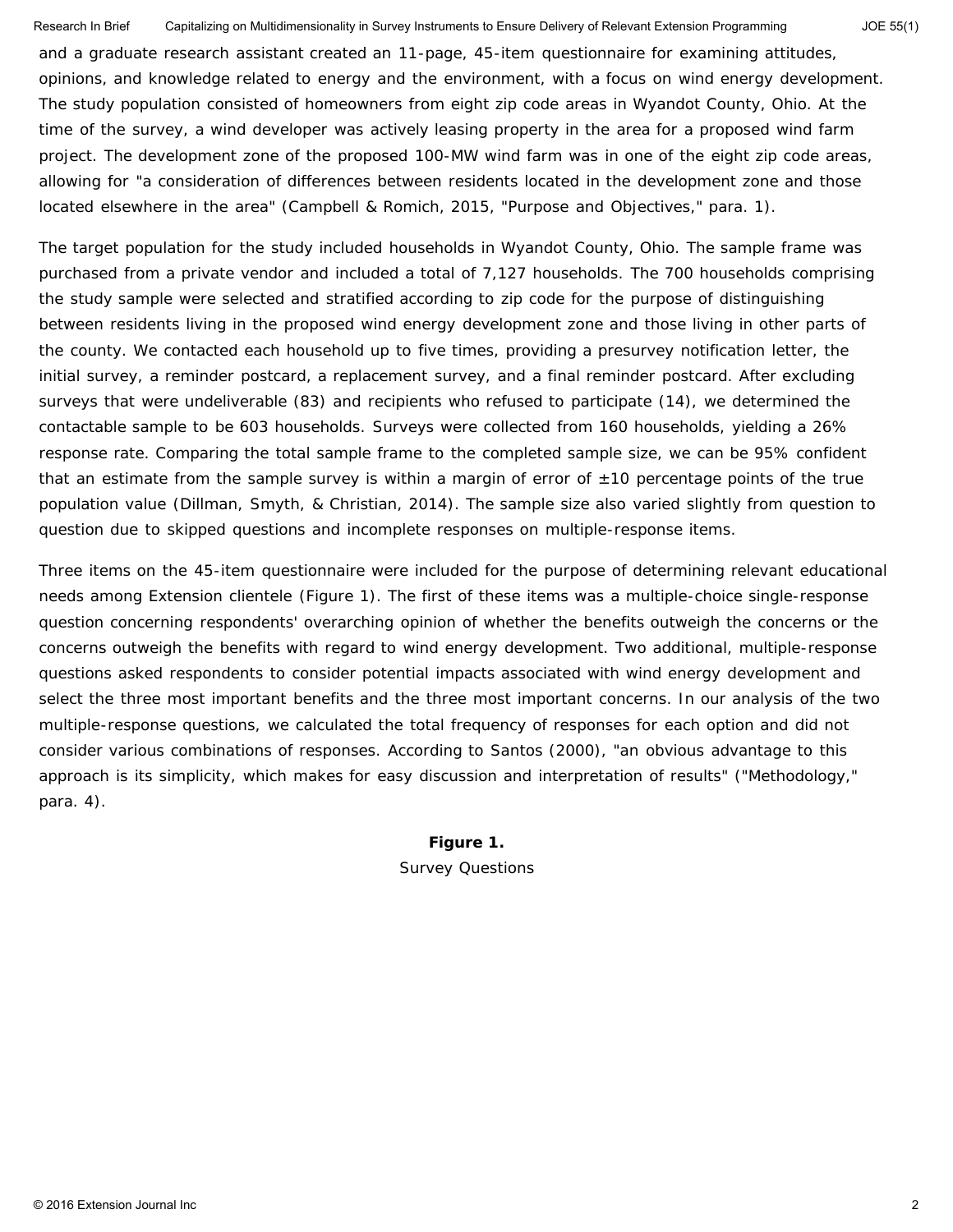and a graduate research assistant created an 11-page, 45-item questionnaire for examining attitudes, opinions, and knowledge related to energy and the environment, with a focus on wind energy development. The study population consisted of homeowners from eight zip code areas in Wyandot County, Ohio. At the time of the survey, a wind developer was actively leasing property in the area for a proposed wind farm project. The development zone of the proposed 100-MW wind farm was in one of the eight zip code areas, allowing for "a consideration of differences between residents located in the development zone and those located elsewhere in the area" (Campbell & Romich, 2015, "Purpose and Objectives," para. 1).

The target population for the study included households in Wyandot County, Ohio. The sample frame was purchased from a private vendor and included a total of 7,127 households. The 700 households comprising the study sample were selected and stratified according to zip code for the purpose of distinguishing between residents living in the proposed wind energy development zone and those living in other parts of the county. We contacted each household up to five times, providing a presurvey notification letter, the initial survey, a reminder postcard, a replacement survey, and a final reminder postcard. After excluding surveys that were undeliverable (83) and recipients who refused to participate (14), we determined the contactable sample to be 603 households. Surveys were collected from 160 households, yielding a 26% response rate. Comparing the total sample frame to the completed sample size, we can be 95% confident that an estimate from the sample survey is within a margin of error of ±10 percentage points of the true population value (Dillman, Smyth, & Christian, 2014). The sample size also varied slightly from question to question due to skipped questions and incomplete responses on multiple-response items.

Three items on the 45-item questionnaire were included for the purpose of determining relevant educational needs among Extension clientele (Figure 1). The first of these items was a multiple-choice single-response question concerning respondents' overarching opinion of whether the benefits outweigh the concerns or the concerns outweigh the benefits with regard to wind energy development. Two additional, multiple-response questions asked respondents to consider potential impacts associated with wind energy development and select the three most important benefits and the three most important concerns. In our analysis of the two multiple-response questions, we calculated the total frequency of responses for each option and did not consider various combinations of responses. According to Santos (2000), "an obvious advantage to this approach is its simplicity, which makes for easy discussion and interpretation of results" ("Methodology," para. 4).

**Figure 1.**
Survey Questions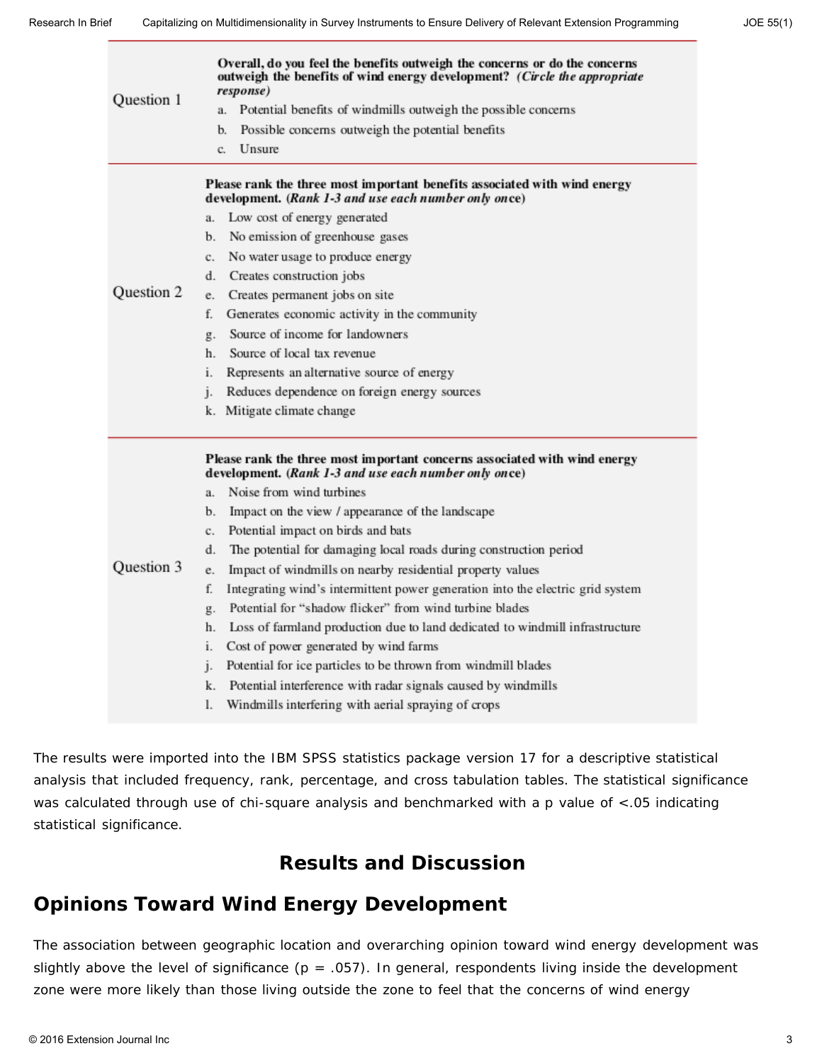| | |
|---|---|
| Question 1 | **Overall, do you feel the benefits outweigh the concerns or do the concerns outweigh the benefits of wind energy development?** ***(Circle the appropriate response)***<br>a. Potential benefits of windmills outweigh the possible concerns<br>b. Possible concerns outweigh the potential benefits<br>c. Unsure |
| Question 2 | **Please rank the three most important benefits associated with wind energy development. (*Rank 1-3 and use each number only once*)**<br>a. Low cost of energy generated<br>b. No emission of greenhouse gases<br>c. No water usage to produce energy<br>d. Creates construction jobs<br>e. Creates permanent jobs on site<br>f. Generates economic activity in the community<br>g. Source of income for landowners<br>h. Source of local tax revenue<br>i. Represents an alternative source of energy<br>j. Reduces dependence on foreign energy sources<br>k. Mitigate climate change |
| Question 3 | **Please rank the three most important concerns associated with wind energy development. (*Rank 1-3 and use each number only once*)**<br>a. Noise from wind turbines<br>b. Impact on the view / appearance of the landscape<br>c. Potential impact on birds and bats<br>d. The potential for damaging local roads during construction period<br>e. Impact of windmills on nearby residential property values<br>f. Integrating wind's intermittent power generation into the electric grid system<br>g. Potential for "shadow flicker" from wind turbine blades<br>h. Loss of farmland production due to land dedicated to windmill infrastructure<br>i. Cost of power generated by wind farms<br>j. Potential for ice particles to be thrown from windmill blades<br>k. Potential interference with radar signals caused by windmills<br>l. Windmills interfering with aerial spraying of crops |

The results were imported into the IBM SPSS statistics package version 17 for a descriptive statistical analysis that included frequency, rank, percentage, and cross tabulation tables. The statistical significance was calculated through use of chi-square analysis and benchmarked with a p value of $<.05$ indicating statistical significance.

## Results and Discussion

## Opinions Toward Wind Energy Development

The association between geographic location and overarching opinion toward wind energy development was slightly above the level of significance ($p = .057$). In general, respondents living inside the development zone were more likely than those living outside the zone to feel that the concerns of wind energy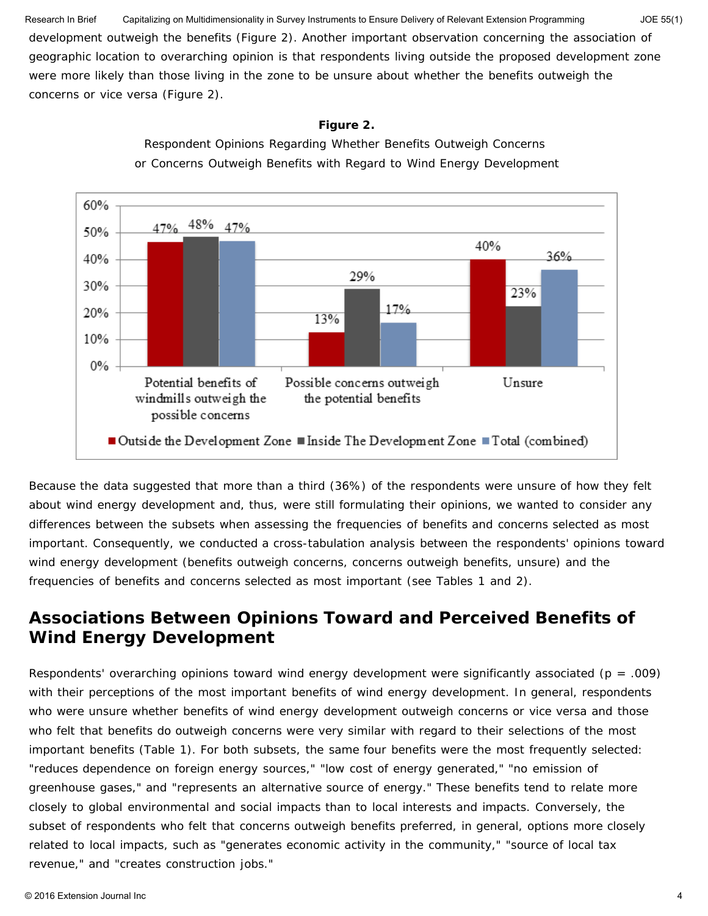development outweigh the benefits (Figure 2). Another important observation concerning the association of geographic location to overarching opinion is that respondents living outside the proposed development zone were more likely than those living in the zone to be unsure about whether the benefits outweigh the concerns or vice versa (Figure 2).

**Figure 2.**

Respondent Opinions Regarding Whether Benefits Outweigh Concerns or Concerns Outweigh Benefits with Regard to Wind Energy Development

| | Outside the Development Zone | Inside The Development Zone | Total (combined) |
|---|---|---|---|
| Potential benefits of windmills outweigh the possible concerns | 47% | 48% | 47% |
| Possible concerns outweigh the potential benefits | 13% | 29% | 17% |
| Unsure | 40% | 23% | 36% |

Because the data suggested that more than a third (36%) of the respondents were unsure of how they felt about wind energy development and, thus, were still formulating their opinions, we wanted to consider any differences between the subsets when assessing the frequencies of benefits and concerns selected as most important. Consequently, we conducted a cross-tabulation analysis between the respondents' opinions toward wind energy development (benefits outweigh concerns, concerns outweigh benefits, unsure) and the frequencies of benefits and concerns selected as most important (see Tables 1 and 2).

## Associations Between Opinions Toward and Perceived Benefits of Wind Energy Development

Respondents' overarching opinions toward wind energy development were significantly associated ($p = .009$) with their perceptions of the most important benefits of wind energy development. In general, respondents who were unsure whether benefits of wind energy development outweigh concerns or vice versa and those who felt that benefits do outweigh concerns were very similar with regard to their selections of the most important benefits (Table 1). For both subsets, the same four benefits were the most frequently selected: "reduces dependence on foreign energy sources," "low cost of energy generated," "no emission of greenhouse gases," and "represents an alternative source of energy." These benefits tend to relate more closely to global environmental and social impacts than to local interests and impacts. Conversely, the subset of respondents who felt that concerns outweigh benefits preferred, in general, options more closely related to local impacts, such as "generates economic activity in the community," "source of local tax revenue," and "creates construction jobs."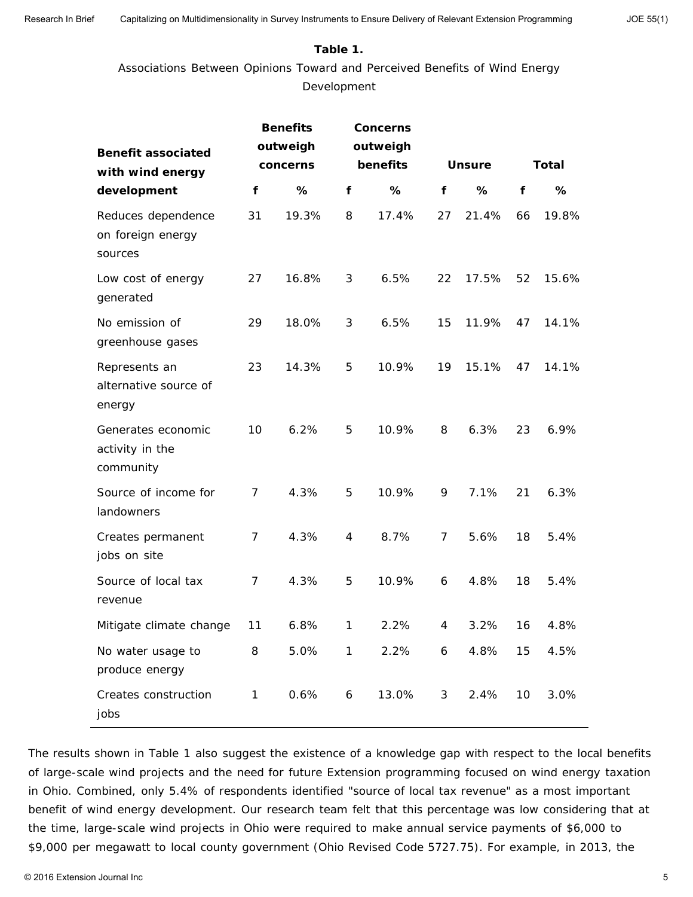**Table 1.**

Associations Between Opinions Toward and Perceived Benefits of Wind Energy Development

| Benefit associated with wind energy development | Benefits outweigh concerns | | Concerns outweigh benefits | | Unsure | | Total | |
|---|---|---|---|---|---|---|---|---|
| | f | % | f | % | f | % | f | % |
| Reduces dependence on foreign energy sources | 31 | 19.3% | 8 | 17.4% | 27 | 21.4% | 66 | 19.8% |
| Low cost of energy generated | 27 | 16.8% | 3 | 6.5% | 22 | 17.5% | 52 | 15.6% |
| No emission of greenhouse gases | 29 | 18.0% | 3 | 6.5% | 15 | 11.9% | 47 | 14.1% |
| Represents an alternative source of energy | 23 | 14.3% | 5 | 10.9% | 19 | 15.1% | 47 | 14.1% |
| Generates economic activity in the community | 10 | 6.2% | 5 | 10.9% | 8 | 6.3% | 23 | 6.9% |
| Source of income for landowners | 7 | 4.3% | 5 | 10.9% | 9 | 7.1% | 21 | 6.3% |
| Creates permanent jobs on site | 7 | 4.3% | 4 | 8.7% | 7 | 5.6% | 18 | 5.4% |
| Source of local tax revenue | 7 | 4.3% | 5 | 10.9% | 6 | 4.8% | 18 | 5.4% |
| Mitigate climate change | 11 | 6.8% | 1 | 2.2% | 4 | 3.2% | 16 | 4.8% |
| No water usage to produce energy | 8 | 5.0% | 1 | 2.2% | 6 | 4.8% | 15 | 4.5% |
| Creates construction jobs | 1 | 0.6% | 6 | 13.0% | 3 | 2.4% | 10 | 3.0% |

The results shown in Table 1 also suggest the existence of a knowledge gap with respect to the local benefits of large-scale wind projects and the need for future Extension programming focused on wind energy taxation in Ohio. Combined, only 5.4% of respondents identified "source of local tax revenue" as a most important benefit of wind energy development. Our research team felt that this percentage was low considering that at the time, large-scale wind projects in Ohio were required to make annual service payments of $6,000 to $9,000 per megawatt to local county government (Ohio Revised Code 5727.75). For example, in 2013, the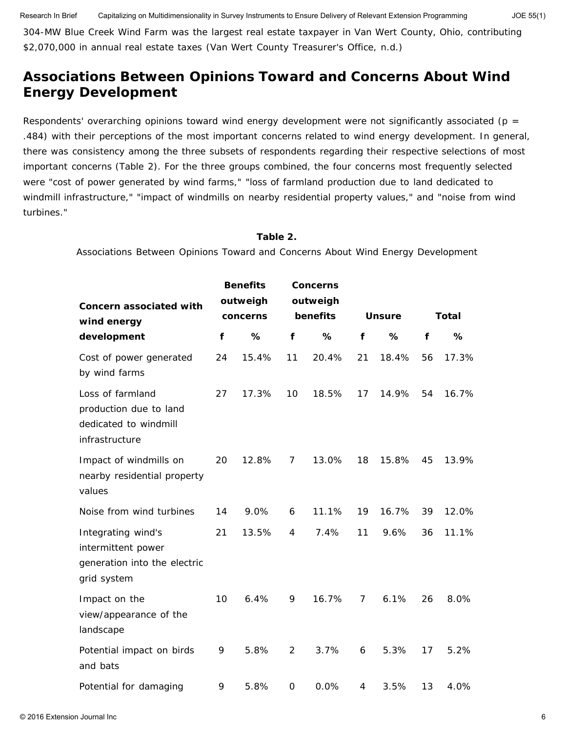304-MW Blue Creek Wind Farm was the largest real estate taxpayer in Van Wert County, Ohio, contributing $2,070,000 in annual real estate taxes (Van Wert County Treasurer's Office, n.d.)

## Associations Between Opinions Toward and Concerns About Wind Energy Development

Respondents' overarching opinions toward wind energy development were not significantly associated ($p$ = .484) with their perceptions of the most important concerns related to wind energy development. In general, there was consistency among the three subsets of respondents regarding their respective selections of most important concerns (Table 2). For the three groups combined, the four concerns most frequently selected were "cost of power generated by wind farms," "loss of farmland production due to land dedicated to windmill infrastructure," "impact of windmills on nearby residential property values," and "noise from wind turbines."

**Table 2.**
Associations Between Opinions Toward and Concerns About Wind Energy Development

| Concern associated with wind energy development | Benefits outweigh concerns | | Concerns outweigh benefits | | Unsure | | Total | |
|---|---|---|---|---|---|---|---|---|
| | f | % | f | % | f | % | f | % |
| Cost of power generated by wind farms | 24 | 15.4% | 11 | 20.4% | 21 | 18.4% | 56 | 17.3% |
| Loss of farmland production due to land dedicated to windmill infrastructure | 27 | 17.3% | 10 | 18.5% | 17 | 14.9% | 54 | 16.7% |
| Impact of windmills on nearby residential property values | 20 | 12.8% | 7 | 13.0% | 18 | 15.8% | 45 | 13.9% |
| Noise from wind turbines | 14 | 9.0% | 6 | 11.1% | 19 | 16.7% | 39 | 12.0% |
| Integrating wind's intermittent power generation into the electric grid system | 21 | 13.5% | 4 | 7.4% | 11 | 9.6% | 36 | 11.1% |
| Impact on the view/appearance of the landscape | 10 | 6.4% | 9 | 16.7% | 7 | 6.1% | 26 | 8.0% |
| Potential impact on birds and bats | 9 | 5.8% | 2 | 3.7% | 6 | 5.3% | 17 | 5.2% |
| Potential for damaging | 9 | 5.8% | 0 | 0.0% | 4 | 3.5% | 13 | 4.0% |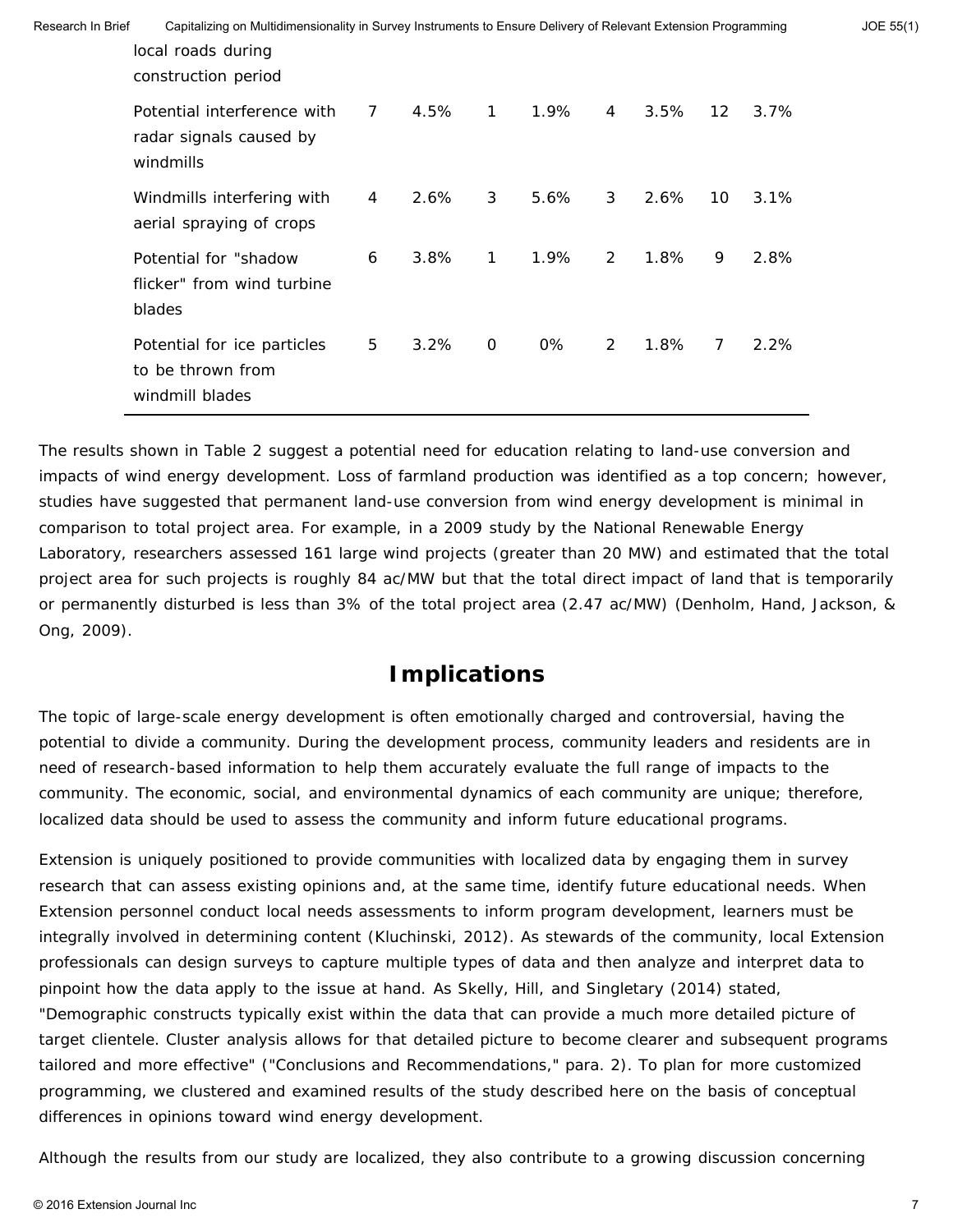| | | | | | | | | |
|---|---|---|---|---|---|---|---|---|
| local roads during construction period | | | | | | | | |
| Potential interference with radar signals caused by windmills | 7 | 4.5% | 1 | 1.9% | 4 | 3.5% | 12 | 3.7% |
| Windmills interfering with aerial spraying of crops | 4 | 2.6% | 3 | 5.6% | 3 | 2.6% | 10 | 3.1% |
| Potential for "shadow flicker" from wind turbine blades | 6 | 3.8% | 1 | 1.9% | 2 | 1.8% | 9 | 2.8% |
| Potential for ice particles to be thrown from windmill blades | 5 | 3.2% | 0 | 0% | 2 | 1.8% | 7 | 2.2% |

The results shown in Table 2 suggest a potential need for education relating to land-use conversion and impacts of wind energy development. Loss of farmland production was identified as a top concern; however, studies have suggested that permanent land-use conversion from wind energy development is minimal in comparison to total project area. For example, in a 2009 study by the National Renewable Energy Laboratory, researchers assessed 161 large wind projects (greater than 20 MW) and estimated that the total project area for such projects is roughly 84 ac/MW but that the total direct impact of land that is temporarily or permanently disturbed is less than 3% of the total project area (2.47 ac/MW) (Denholm, Hand, Jackson, & Ong, 2009).

## Implications

The topic of large-scale energy development is often emotionally charged and controversial, having the potential to divide a community. During the development process, community leaders and residents are in need of research-based information to help them accurately evaluate the full range of impacts to the community. The economic, social, and environmental dynamics of each community are unique; therefore, localized data should be used to assess the community and inform future educational programs.

Extension is uniquely positioned to provide communities with localized data by engaging them in survey research that can assess existing opinions and, at the same time, identify future educational needs. When Extension personnel conduct local needs assessments to inform program development, learners must be integrally involved in determining content (Kluchinski, 2012). As stewards of the community, local Extension professionals can design surveys to capture multiple types of data and then analyze and interpret data to pinpoint how the data apply to the issue at hand. As Skelly, Hill, and Singletary (2014) stated, "Demographic constructs typically exist within the data that can provide a much more detailed picture of target clientele. Cluster analysis allows for that detailed picture to become clearer and subsequent programs tailored and more effective" ("Conclusions and Recommendations," para. 2). To plan for more customized programming, we clustered and examined results of the study described here on the basis of conceptual differences in opinions toward wind energy development.

Although the results from our study are localized, they also contribute to a growing discussion concerning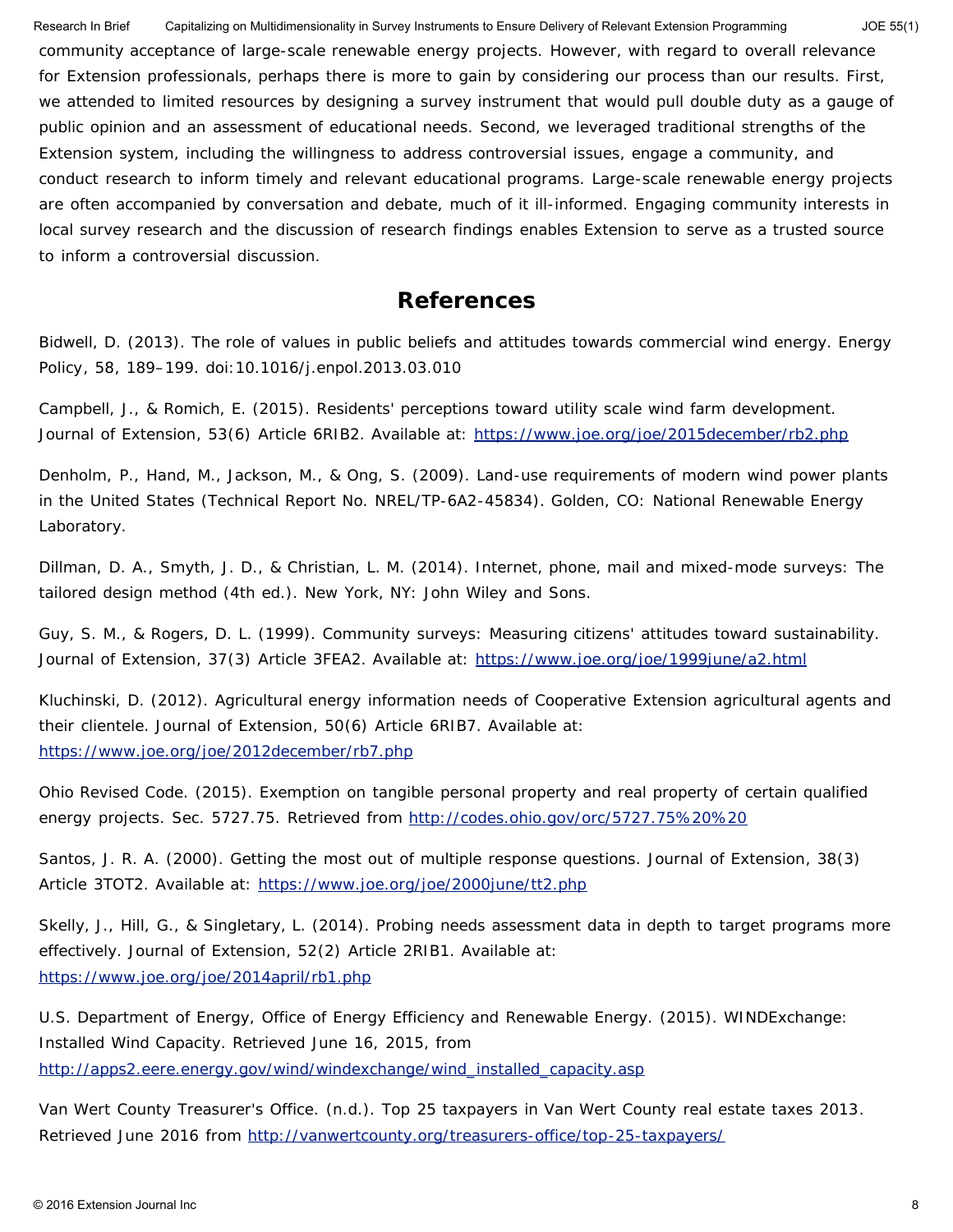community acceptance of large-scale renewable energy projects. However, with regard to overall relevance for Extension professionals, perhaps there is more to gain by considering our process than our results. First, we attended to limited resources by designing a survey instrument that would pull double duty as a gauge of public opinion and an assessment of educational needs. Second, we leveraged traditional strengths of the Extension system, including the willingness to address controversial issues, engage a community, and conduct research to inform timely and relevant educational programs. Large-scale renewable energy projects are often accompanied by conversation and debate, much of it ill-informed. Engaging community interests in local survey research and the discussion of research findings enables Extension to serve as a trusted source to inform a controversial discussion.

## References

Bidwell, D. (2013). The role of values in public beliefs and attitudes towards commercial wind energy. Energy Policy, 58, 189–199. doi:10.1016/j.enpol.2013.03.010

Campbell, J., & Romich, E. (2015). Residents' perceptions toward utility scale wind farm development. Journal of Extension, 53(6) Article 6RIB2. Available at: https://www.joe.org/joe/2015december/rb2.php

Denholm, P., Hand, M., Jackson, M., & Ong, S. (2009). Land-use requirements of modern wind power plants in the United States (Technical Report No. NREL/TP-6A2-45834). Golden, CO: National Renewable Energy Laboratory.

Dillman, D. A., Smyth, J. D., & Christian, L. M. (2014). Internet, phone, mail and mixed-mode surveys: The tailored design method (4th ed.). New York, NY: John Wiley and Sons.

Guy, S. M., & Rogers, D. L. (1999). Community surveys: Measuring citizens' attitudes toward sustainability. Journal of Extension, 37(3) Article 3FEA2. Available at: https://www.joe.org/joe/1999june/a2.html

Kluchinski, D. (2012). Agricultural energy information needs of Cooperative Extension agricultural agents and their clientele. Journal of Extension, 50(6) Article 6RIB7. Available at: https://www.joe.org/joe/2012december/rb7.php

Ohio Revised Code. (2015). Exemption on tangible personal property and real property of certain qualified energy projects. Sec. 5727.75. Retrieved from http://codes.ohio.gov/orc/5727.75%20%20

Santos, J. R. A. (2000). Getting the most out of multiple response questions. Journal of Extension, 38(3) Article 3TOT2. Available at: https://www.joe.org/joe/2000june/tt2.php

Skelly, J., Hill, G., & Singletary, L. (2014). Probing needs assessment data in depth to target programs more effectively. Journal of Extension, 52(2) Article 2RIB1. Available at: https://www.joe.org/joe/2014april/rb1.php

U.S. Department of Energy, Office of Energy Efficiency and Renewable Energy. (2015). WINDExchange: Installed Wind Capacity. Retrieved June 16, 2015, from http://apps2.eere.energy.gov/wind/windexchange/wind_installed_capacity.asp

Van Wert County Treasurer's Office. (n.d.). Top 25 taxpayers in Van Wert County real estate taxes 2013. Retrieved June 2016 from http://vanwertcounty.org/treasurers-office/top-25-taxpayers/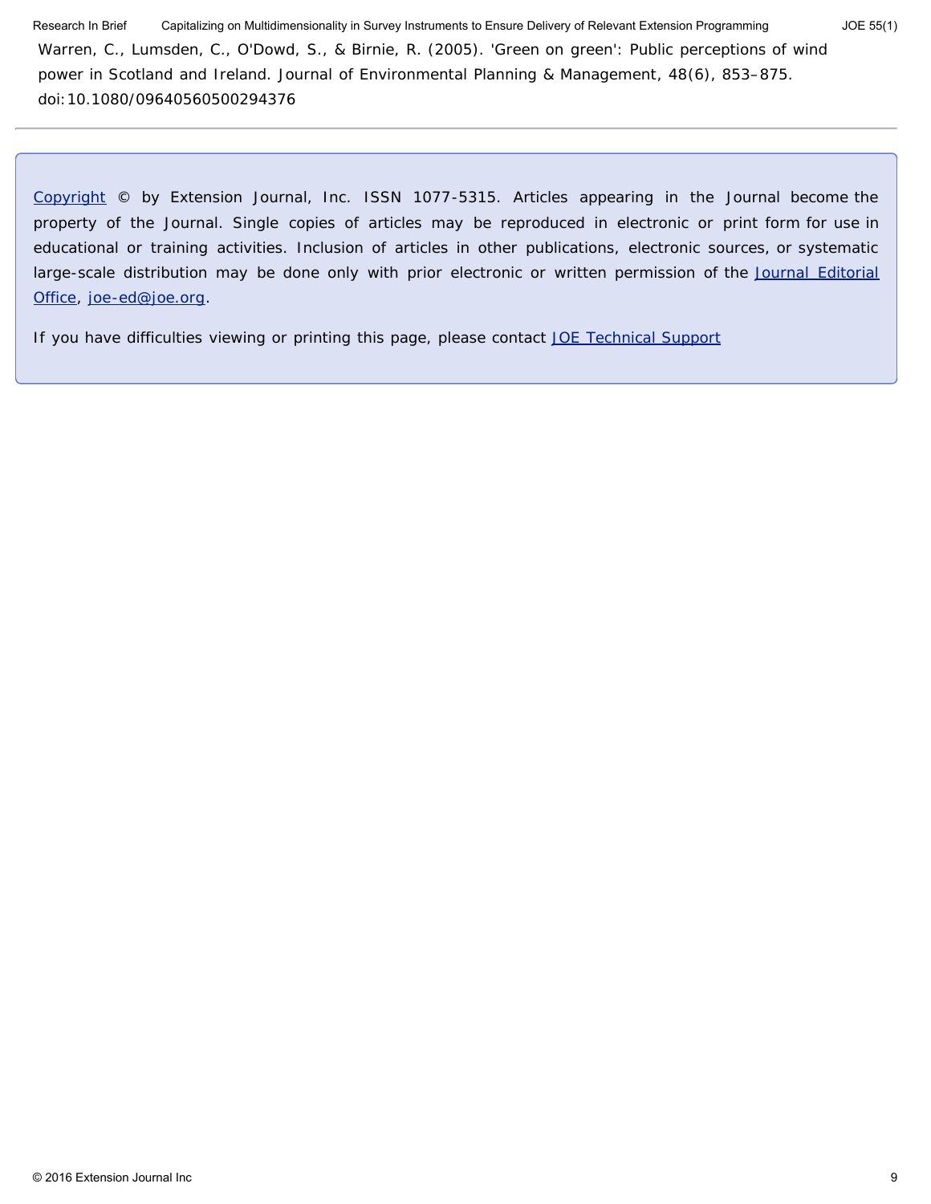Warren, C., Lumsden, C., O'Dowd, S., & Birnie, R. (2005). 'Green on green': Public perceptions of wind power in Scotland and Ireland. Journal of Environmental Planning & Management, 48(6), 853–875. doi:10.1080/09640560500294376

---

Copyright © by Extension Journal, Inc. ISSN 1077-5315. Articles appearing in the Journal become the property of the Journal. Single copies of articles may be reproduced in electronic or print form for use in educational or training activities. Inclusion of articles in other publications, electronic sources, or systematic large-scale distribution may be done only with prior electronic or written permission of the Journal Editorial Office, joe-ed@joe.org.

If you have difficulties viewing or printing this page, please contact JOE Technical Support